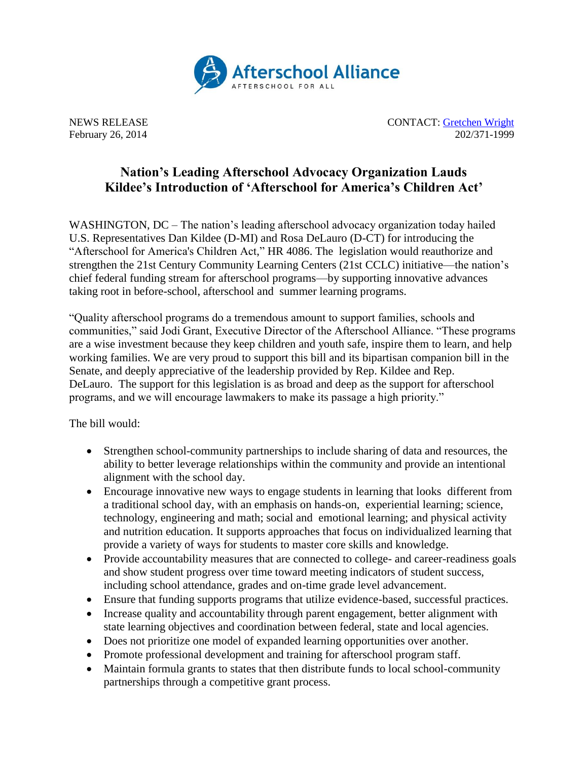Afterschool Alliance
AFTERSCHOOL FOR ALL

NEWS RELEASE
February 26, 2014

CONTACT: Gretchen Wright
202/371-1999

# Nation's Leading Afterschool Advocacy Organization Lauds Kildee's Introduction of 'Afterschool for America's Children Act'

WASHINGTON, DC – The nation's leading afterschool advocacy organization today hailed U.S. Representatives Dan Kildee (D-MI) and Rosa DeLauro (D-CT) for introducing the "Afterschool for America's Children Act," HR 4086. The legislation would reauthorize and strengthen the 21st Century Community Learning Centers (21st CCLC) initiative—the nation's chief federal funding stream for afterschool programs—by supporting innovative advances taking root in before-school, afterschool and summer learning programs.

"Quality afterschool programs do a tremendous amount to support families, schools and communities," said Jodi Grant, Executive Director of the Afterschool Alliance. "These programs are a wise investment because they keep children and youth safe, inspire them to learn, and help working families. We are very proud to support this bill and its bipartisan companion bill in the Senate, and deeply appreciative of the leadership provided by Rep. Kildee and Rep. DeLauro. The support for this legislation is as broad and deep as the support for afterschool programs, and we will encourage lawmakers to make its passage a high priority."

The bill would:

- Strengthen school-community partnerships to include sharing of data and resources, the ability to better leverage relationships within the community and provide an intentional alignment with the school day.
- Encourage innovative new ways to engage students in learning that looks different from a traditional school day, with an emphasis on hands-on, experiential learning; science, technology, engineering and math; social and emotional learning; and physical activity and nutrition education. It supports approaches that focus on individualized learning that provide a variety of ways for students to master core skills and knowledge.
- Provide accountability measures that are connected to college- and career-readiness goals and show student progress over time toward meeting indicators of student success, including school attendance, grades and on-time grade level advancement.
- Ensure that funding supports programs that utilize evidence-based, successful practices.
- Increase quality and accountability through parent engagement, better alignment with state learning objectives and coordination between federal, state and local agencies.
- Does not prioritize one model of expanded learning opportunities over another.
- Promote professional development and training for afterschool program staff.
- Maintain formula grants to states that then distribute funds to local school-community partnerships through a competitive grant process.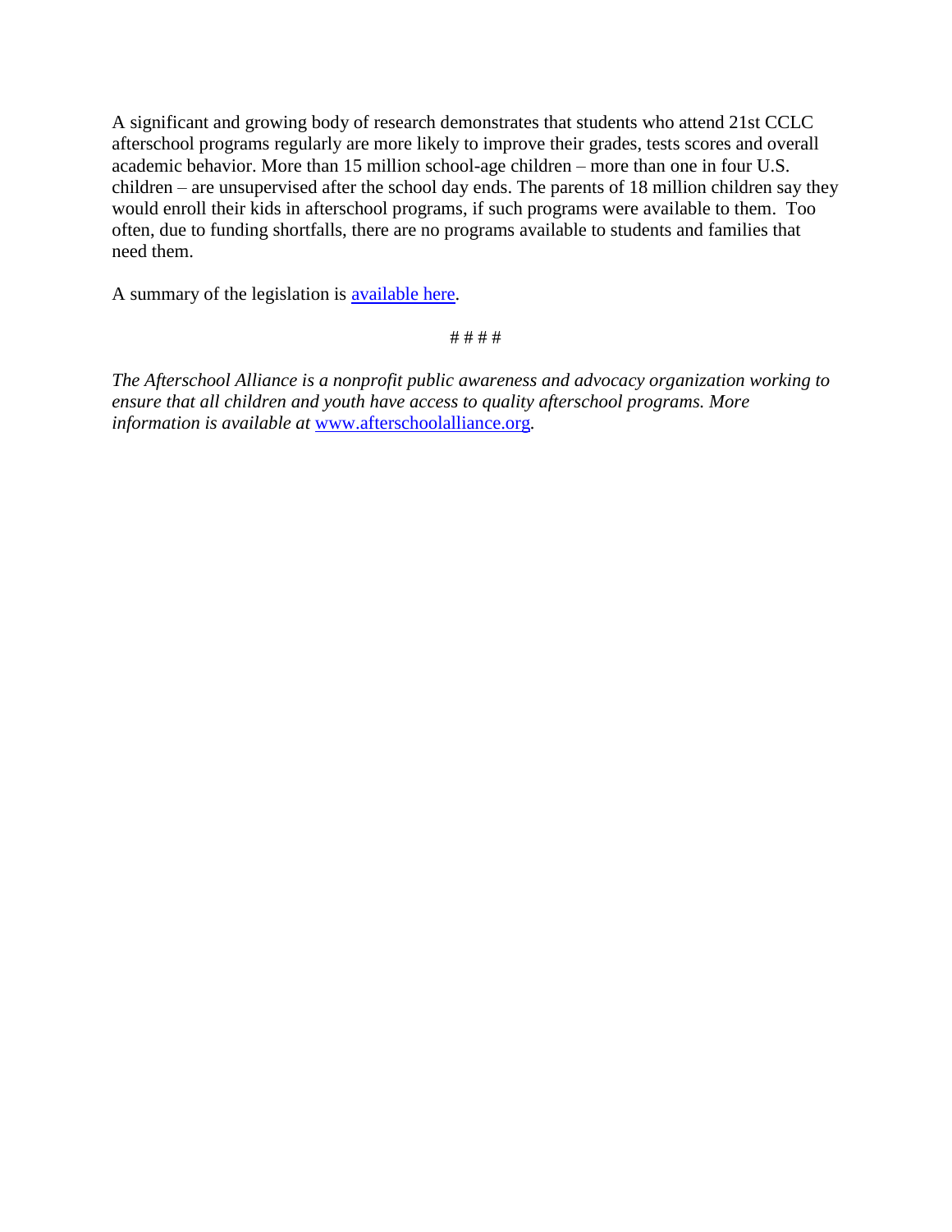A significant and growing body of research demonstrates that students who attend 21st CCLC afterschool programs regularly are more likely to improve their grades, tests scores and overall academic behavior. More than 15 million school-age children – more than one in four U.S. children – are unsupervised after the school day ends. The parents of 18 million children say they would enroll their kids in afterschool programs, if such programs were available to them. Too often, due to funding shortfalls, there are no programs available to students and families that need them.

A summary of the legislation is available here.

# # # #

*The Afterschool Alliance is a nonprofit public awareness and advocacy organization working to ensure that all children and youth have access to quality afterschool programs. More information is available at* www.afterschoolalliance.org*.*